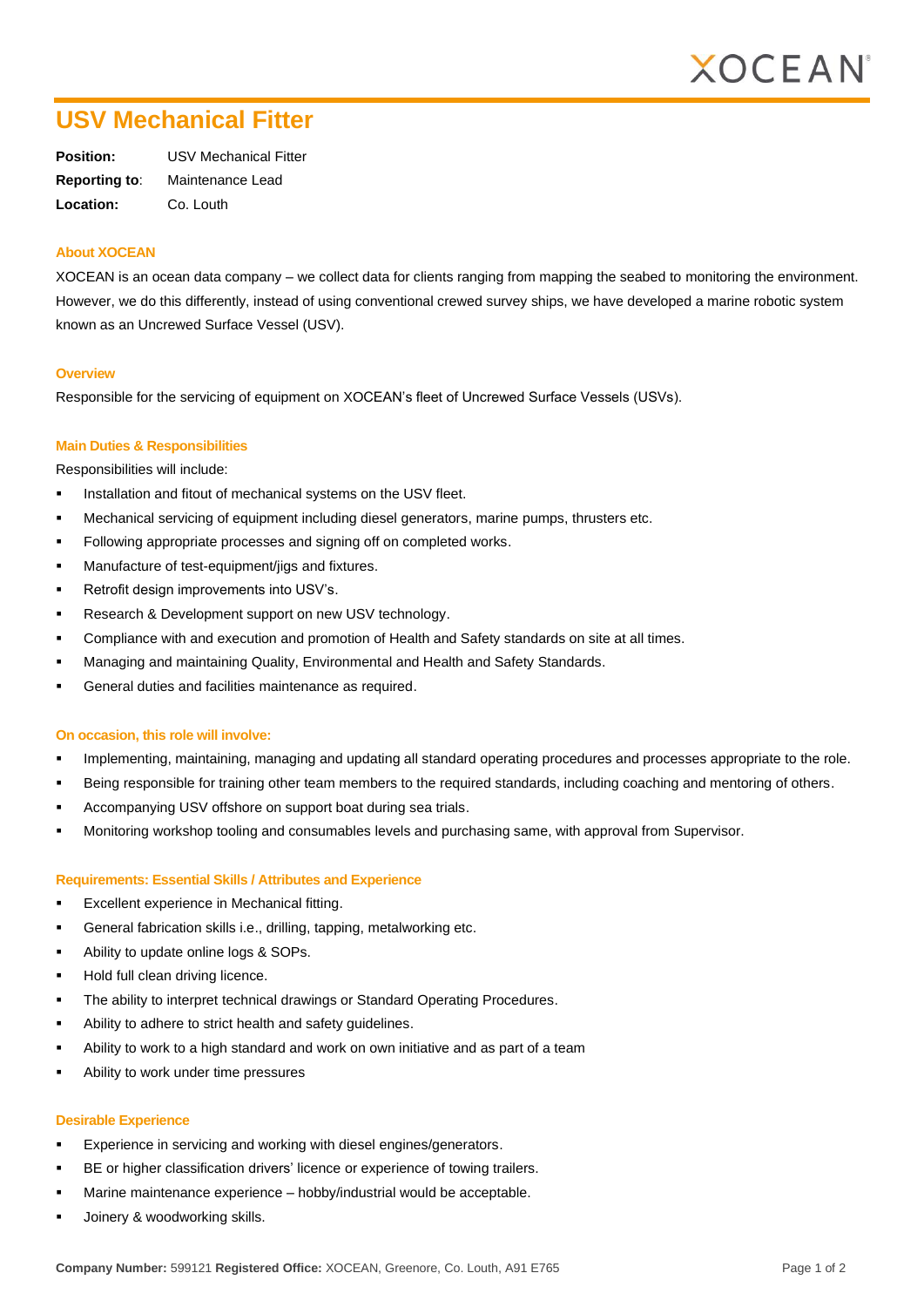XOCEAN

# USV Mechanical Fitter

**Position:** USV Mechanical Fitter
**Reporting to**: Maintenance Lead
**Location:** Co. Louth

### About XOCEAN

XOCEAN is an ocean data company – we collect data for clients ranging from mapping the seabed to monitoring the environment. However, we do this differently, instead of using conventional crewed survey ships, we have developed a marine robotic system known as an Uncrewed Surface Vessel (USV).

### Overview

Responsible for the servicing of equipment on XOCEAN's fleet of Uncrewed Surface Vessels (USVs).

### Main Duties & Responsibilities

Responsibilities will include:

- Installation and fitout of mechanical systems on the USV fleet.
- Mechanical servicing of equipment including diesel generators, marine pumps, thrusters etc.
- Following appropriate processes and signing off on completed works.
- Manufacture of test-equipment/jigs and fixtures.
- Retrofit design improvements into USV's.
- Research & Development support on new USV technology.
- Compliance with and execution and promotion of Health and Safety standards on site at all times.
- Managing and maintaining Quality, Environmental and Health and Safety Standards.
- General duties and facilities maintenance as required.

### On occasion, this role will involve:

- Implementing, maintaining, managing and updating all standard operating procedures and processes appropriate to the role.
- Being responsible for training other team members to the required standards, including coaching and mentoring of others.
- Accompanying USV offshore on support boat during sea trials.
- Monitoring workshop tooling and consumables levels and purchasing same, with approval from Supervisor.

### Requirements: Essential Skills / Attributes and Experience

- Excellent experience in Mechanical fitting.
- General fabrication skills i.e., drilling, tapping, metalworking etc.
- Ability to update online logs & SOPs.
- Hold full clean driving licence.
- The ability to interpret technical drawings or Standard Operating Procedures.
- Ability to adhere to strict health and safety guidelines.
- Ability to work to a high standard and work on own initiative and as part of a team
- Ability to work under time pressures

### Desirable Experience

- Experience in servicing and working with diesel engines/generators.
- BE or higher classification drivers' licence or experience of towing trailers.
- Marine maintenance experience – hobby/industrial would be acceptable.
- Joinery & woodworking skills.

**Company Number:** 599121 **Registered Office:** XOCEAN, Greenore, Co. Louth, A91 E765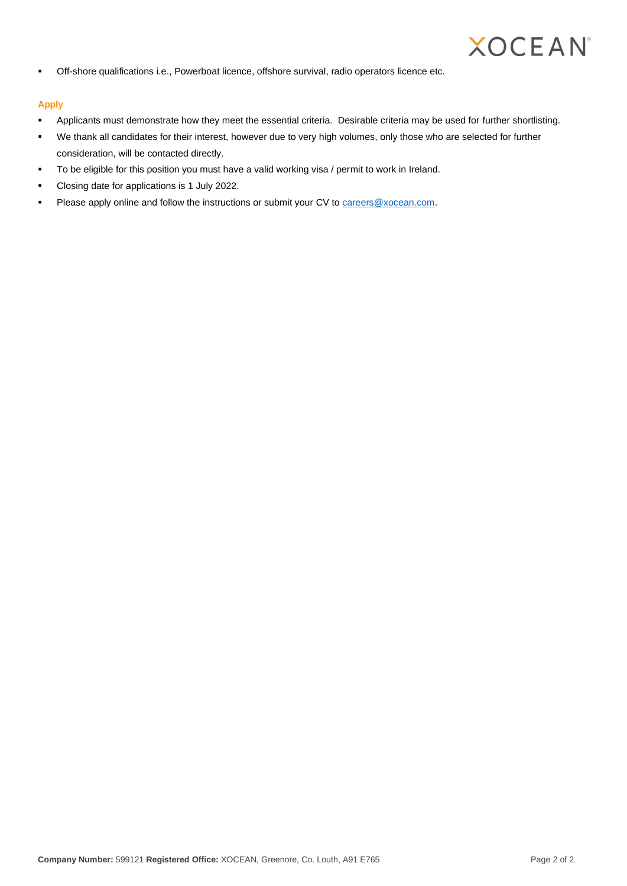- Off-shore qualifications i.e., Powerboat licence, offshore survival, radio operators licence etc.

## Apply

- Applicants must demonstrate how they meet the essential criteria. Desirable criteria may be used for further shortlisting.
- We thank all candidates for their interest, however due to very high volumes, only those who are selected for further consideration, will be contacted directly.
- To be eligible for this position you must have a valid working visa / permit to work in Ireland.
- Closing date for applications is 1 July 2022.
- Please apply online and follow the instructions or submit your CV to careers@xocean.com.